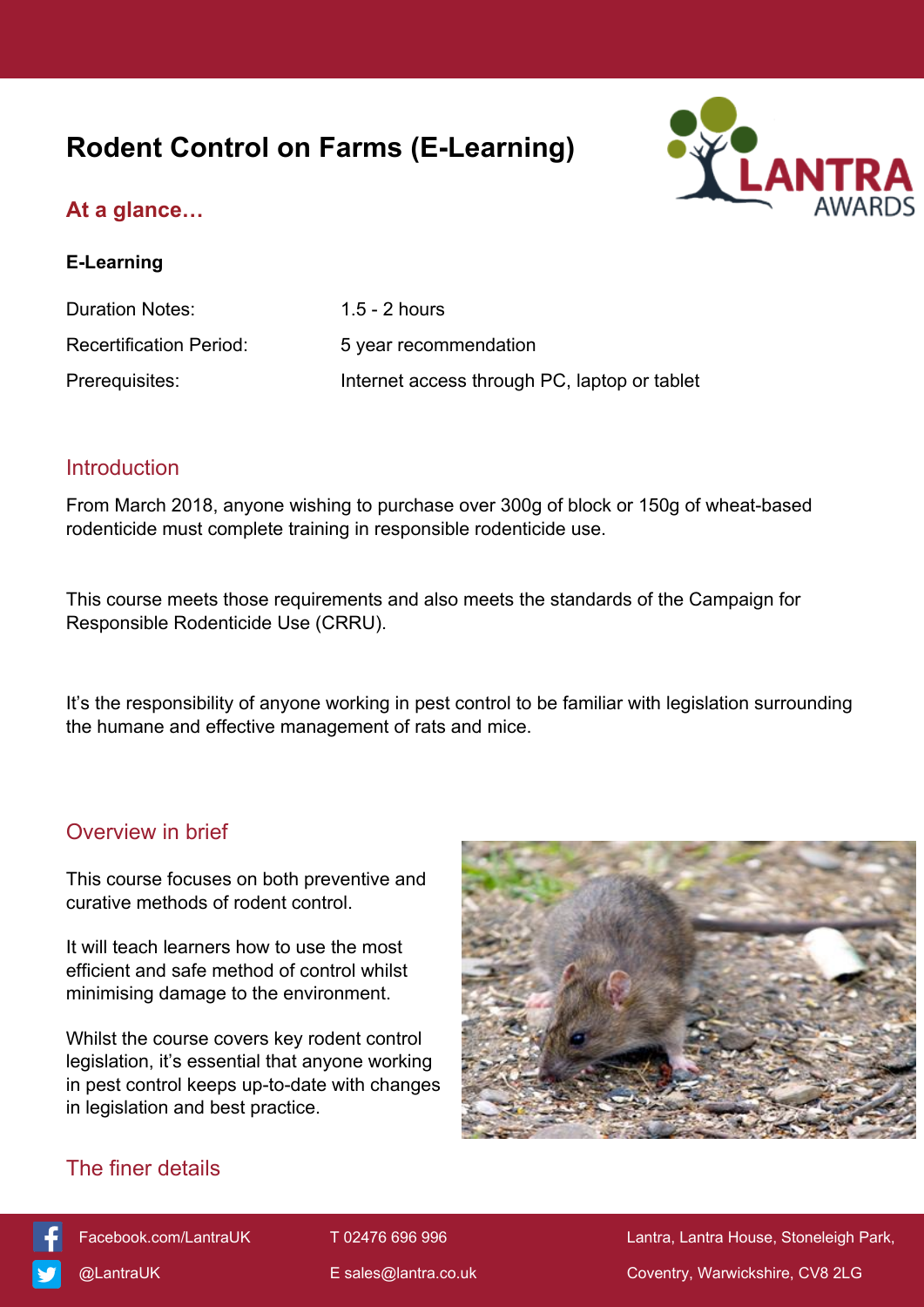# Rodent Control on Farms (E-Learning)

## At a glance…

**E-Learning**

| | |
|---|---|
| Duration Notes: | 1.5 - 2 hours |
| Recertification Period: | 5 year recommendation |
| Prerequisites: | Internet access through PC, laptop or tablet |

## Introduction

From March 2018, anyone wishing to purchase over 300g of block or 150g of wheat-based rodenticide must complete training in responsible rodenticide use.

This course meets those requirements and also meets the standards of the Campaign for Responsible Rodenticide Use (CRRU).

It's the responsibility of anyone working in pest control to be familiar with legislation surrounding the humane and effective management of rats and mice.

## Overview in brief

This course focuses on both preventive and curative methods of rodent control.

It will teach learners how to use the most efficient and safe method of control whilst minimising damage to the environment.

Whilst the course covers key rodent control legislation, it's essential that anyone working in pest control keeps up-to-date with changes in legislation and best practice.

## The finer details

Facebook.com/LantraUK
@LantraUK
T 02476 696 996
E sales@lantra.co.uk
Lantra, Lantra House, Stoneleigh Park, Coventry, Warwickshire, CV8 2LG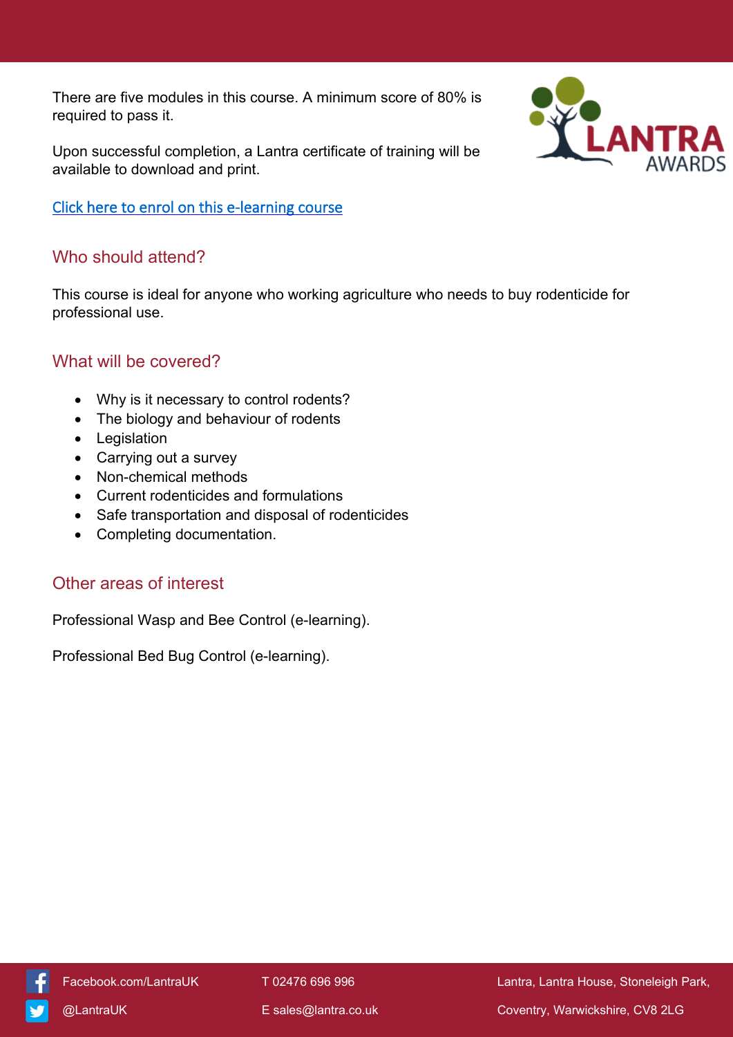There are five modules in this course. A minimum score of 80% is required to pass it.

Upon successful completion, a Lantra certificate of training will be available to download and print.

Click here to enrol on this e-learning course

## Who should attend?

This course is ideal for anyone who working agriculture who needs to buy rodenticide for professional use.

## What will be covered?

- Why is it necessary to control rodents?
- The biology and behaviour of rodents
- Legislation
- Carrying out a survey
- Non-chemical methods
- Current rodenticides and formulations
- Safe transportation and disposal of rodenticides
- Completing documentation.

## Other areas of interest

Professional Wasp and Bee Control (e-learning).

Professional Bed Bug Control (e-learning).

Facebook.com/LantraUK

@LantraUK

T 02476 696 996

E sales@lantra.co.uk

Lantra, Lantra House, Stoneleigh Park, Coventry, Warwickshire, CV8 2LG